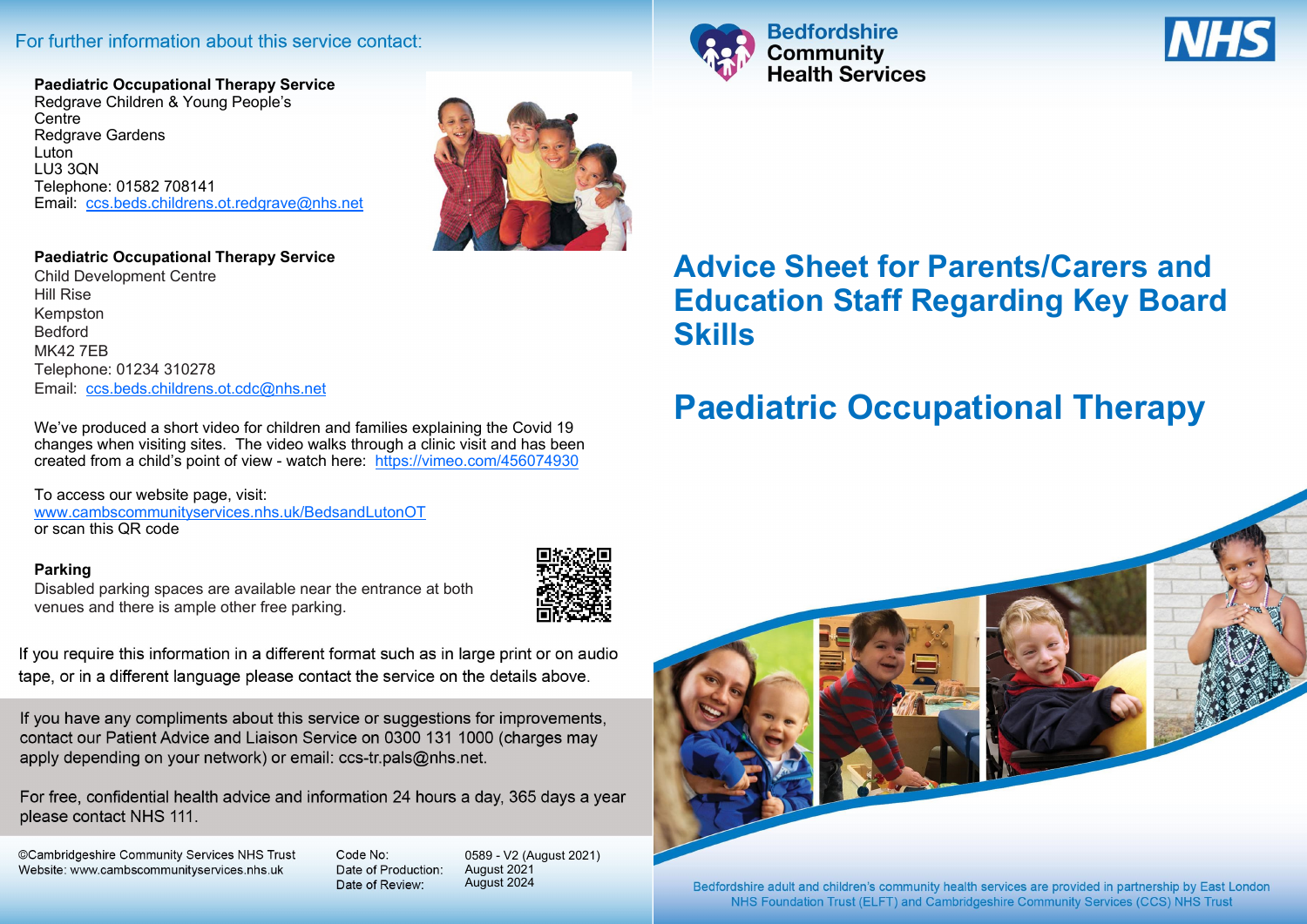For further information about this service contact:

**Paediatric Occupational Therapy Service**
Redgrave Children & Young People's Centre
Redgrave Gardens
Luton
LU3 3QN
Telephone: 01582 708141
Email: ccs.beds.childrens.ot.redgrave@nhs.net

**Paediatric Occupational Therapy Service**
Child Development Centre
Hill Rise
Kempston
Bedford
MK42 7EB
Telephone: 01234 310278
Email: ccs.beds.childrens.ot.cdc@nhs.net

We've produced a short video for children and families explaining the Covid 19 changes when visiting sites. The video walks through a clinic visit and has been created from a child's point of view - watch here: https://vimeo.com/456074930

To access our website page, visit:
www.cambscommunityservices.nhs.uk/BedsandLutonOT
or scan this QR code

**Parking**
Disabled parking spaces are available near the entrance at both venues and there is ample other free parking.

If you require this information in a different format such as in large print or on audio tape, or in a different language please contact the service on the details above.

If you have any compliments about this service or suggestions for improvements, contact our Patient Advice and Liaison Service on 0300 131 1000 (charges may apply depending on your network) or email: ccs-tr.pals@nhs.net.

For free, confidential health advice and information 24 hours a day, 365 days a year please contact NHS 111.

©Cambridgeshire Community Services NHS Trust
Website: www.cambscommunityservices.nhs.uk

Code No: 0589 - V2 (August 2021)
Date of Production: August 2021
Date of Review: August 2024

Bedfordshire Community Health Services

NHS

# Advice Sheet for Parents/Carers and Education Staff Regarding Key Board Skills

# Paediatric Occupational Therapy

Bedfordshire adult and children's community health services are provided in partnership by East London NHS Foundation Trust (ELFT) and Cambridgeshire Community Services (CCS) NHS Trust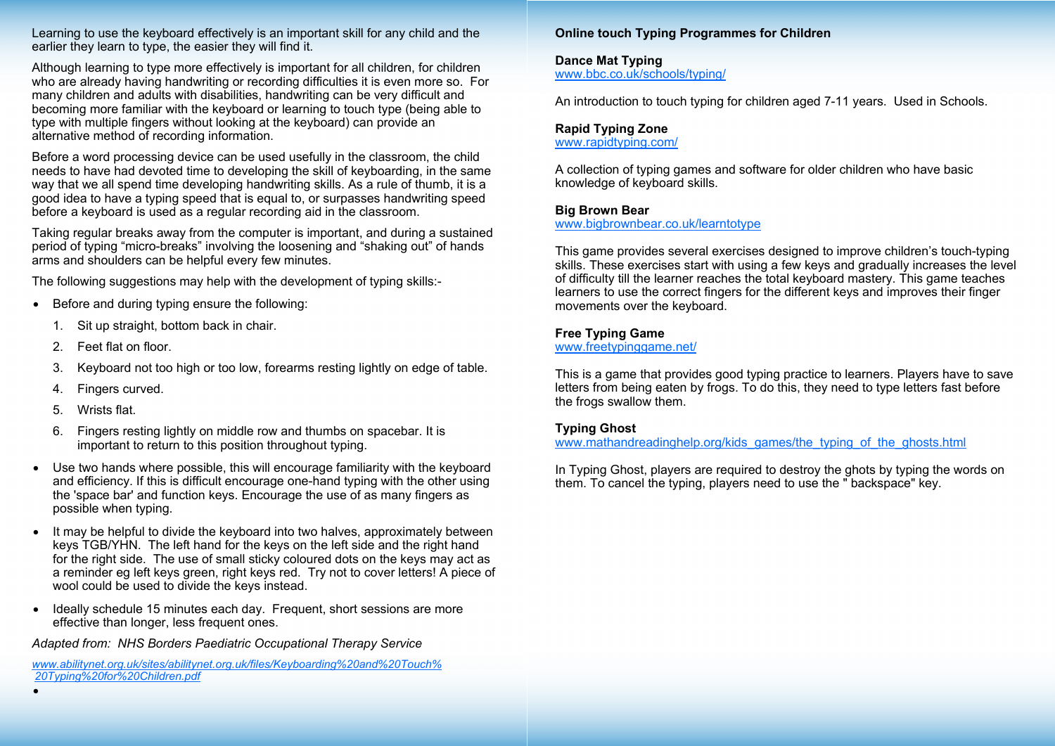Learning to use the keyboard effectively is an important skill for any child and the earlier they learn to type, the easier they will find it.

Although learning to type more effectively is important for all children, for children who are already having handwriting or recording difficulties it is even more so. For many children and adults with disabilities, handwriting can be very difficult and becoming more familiar with the keyboard or learning to touch type (being able to type with multiple fingers without looking at the keyboard) can provide an alternative method of recording information.

Before a word processing device can be used usefully in the classroom, the child needs to have had devoted time to developing the skill of keyboarding, in the same way that we all spend time developing handwriting skills. As a rule of thumb, it is a good idea to have a typing speed that is equal to, or surpasses handwriting speed before a keyboard is used as a regular recording aid in the classroom.

Taking regular breaks away from the computer is important, and during a sustained period of typing "micro-breaks" involving the loosening and "shaking out" of hands arms and shoulders can be helpful every few minutes.

The following suggestions may help with the development of typing skills:-

- Before and during typing ensure the following:
  1. Sit up straight, bottom back in chair.
  2. Feet flat on floor.
  3. Keyboard not too high or too low, forearms resting lightly on edge of table.
  4. Fingers curved.
  5. Wrists flat.
  6. Fingers resting lightly on middle row and thumbs on spacebar. It is important to return to this position throughout typing.
- Use two hands where possible, this will encourage familiarity with the keyboard and efficiency. If this is difficult encourage one-hand typing with the other using the 'space bar' and function keys. Encourage the use of as many fingers as possible when typing.
- It may be helpful to divide the keyboard into two halves, approximately between keys TGB/YHN. The left hand for the keys on the left side and the right hand for the right side. The use of small sticky coloured dots on the keys may act as a reminder eg left keys green, right keys red. Try not to cover letters! A piece of wool could be used to divide the keys instead.
- Ideally schedule 15 minutes each day. Frequent, short sessions are more effective than longer, less frequent ones.

*Adapted from: NHS Borders Paediatric Occupational Therapy Service*

*www.abilitynet.org.uk/sites/abilitynet.org.uk/files/Keyboarding%20and%20Touch%20Typing%20for%20Children.pdf*

**Online touch Typing Programmes for Children**

**Dance Mat Typing**
www.bbc.co.uk/schools/typing/

An introduction to touch typing for children aged 7-11 years. Used in Schools.

**Rapid Typing Zone**
www.rapidtyping.com/

A collection of typing games and software for older children who have basic knowledge of keyboard skills.

**Big Brown Bear**
www.bigbrownbear.co.uk/learntotype

This game provides several exercises designed to improve children's touch-typing skills. These exercises start with using a few keys and gradually increases the level of difficulty till the learner reaches the total keyboard mastery. This game teaches learners to use the correct fingers for the different keys and improves their finger movements over the keyboard.

**Free Typing Game**
www.freetypinggame.net/

This is a game that provides good typing practice to learners. Players have to save letters from being eaten by frogs. To do this, they need to type letters fast before the frogs swallow them.

**Typing Ghost**
www.mathandreadinghelp.org/kids_games/the_typing_of_the_ghosts.html

In Typing Ghost, players are required to destroy the ghots by typing the words on them. To cancel the typing, players need to use the " backspace" key.